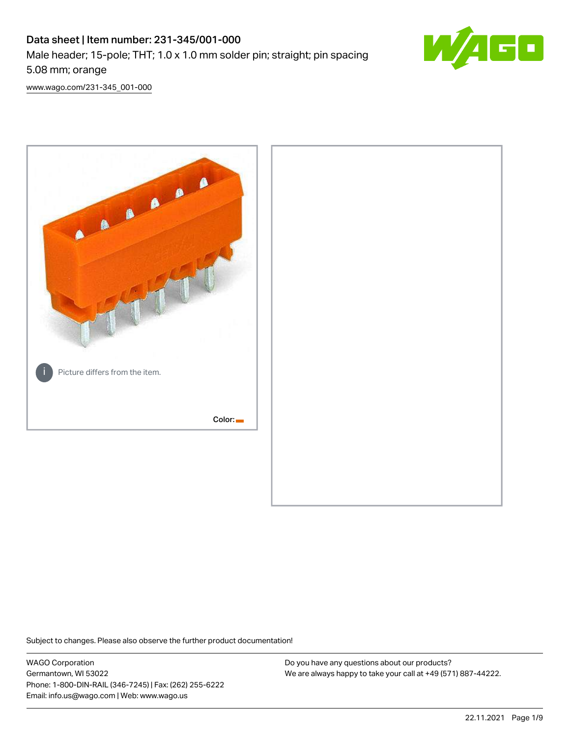# Data sheet | Item number: 231-345/001-000

Male header; 15-pole; THT; 1.0 x 1.0 mm solder pin; straight; pin spacing 5.08 mm; orange

www.wago.com/231-345_001-000

Picture differs from the item.

Color:

Subject to changes. Please also observe the further product documentation!

WAGO Corporation
Germantown, WI 53022
Phone: 1-800-DIN-RAIL (346-7245) | Fax: (262) 255-6222
Email: info.us@wago.com | Web: www.wago.us

Do you have any questions about our products?
We are always happy to take your call at +49 (571) 887-44222.

22.11.2021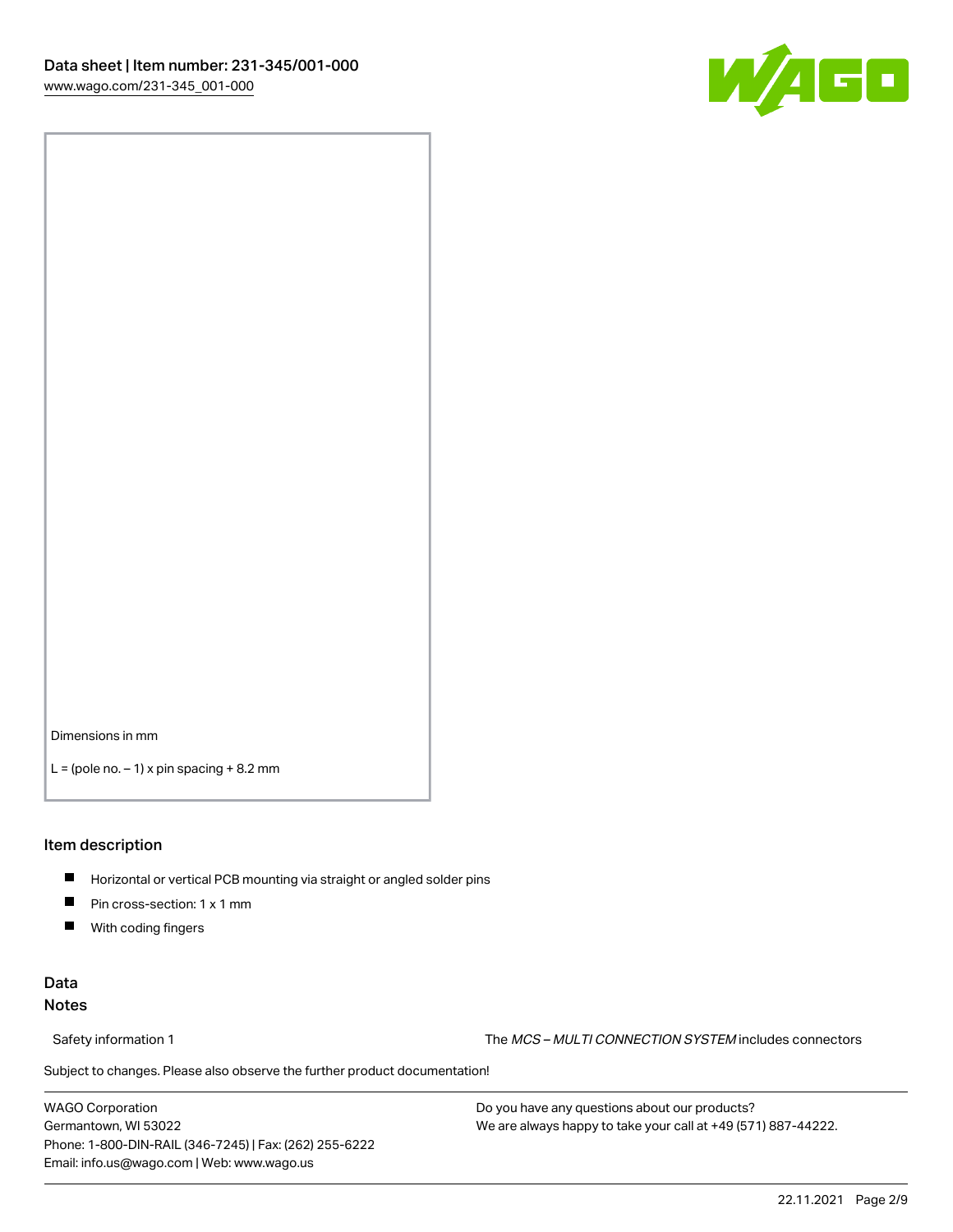Dimensions in mm

L = (pole no. – 1) x pin spacing + 8.2 mm

## Item description

- Horizontal or vertical PCB mounting via straight or angled solder pins
- Pin cross-section: 1 x 1 mm
- With coding fingers

## Data

### Notes

Safety information 1 The *MCS – MULTI CONNECTION SYSTEM* includes connectors

Subject to changes. Please also observe the further product documentation!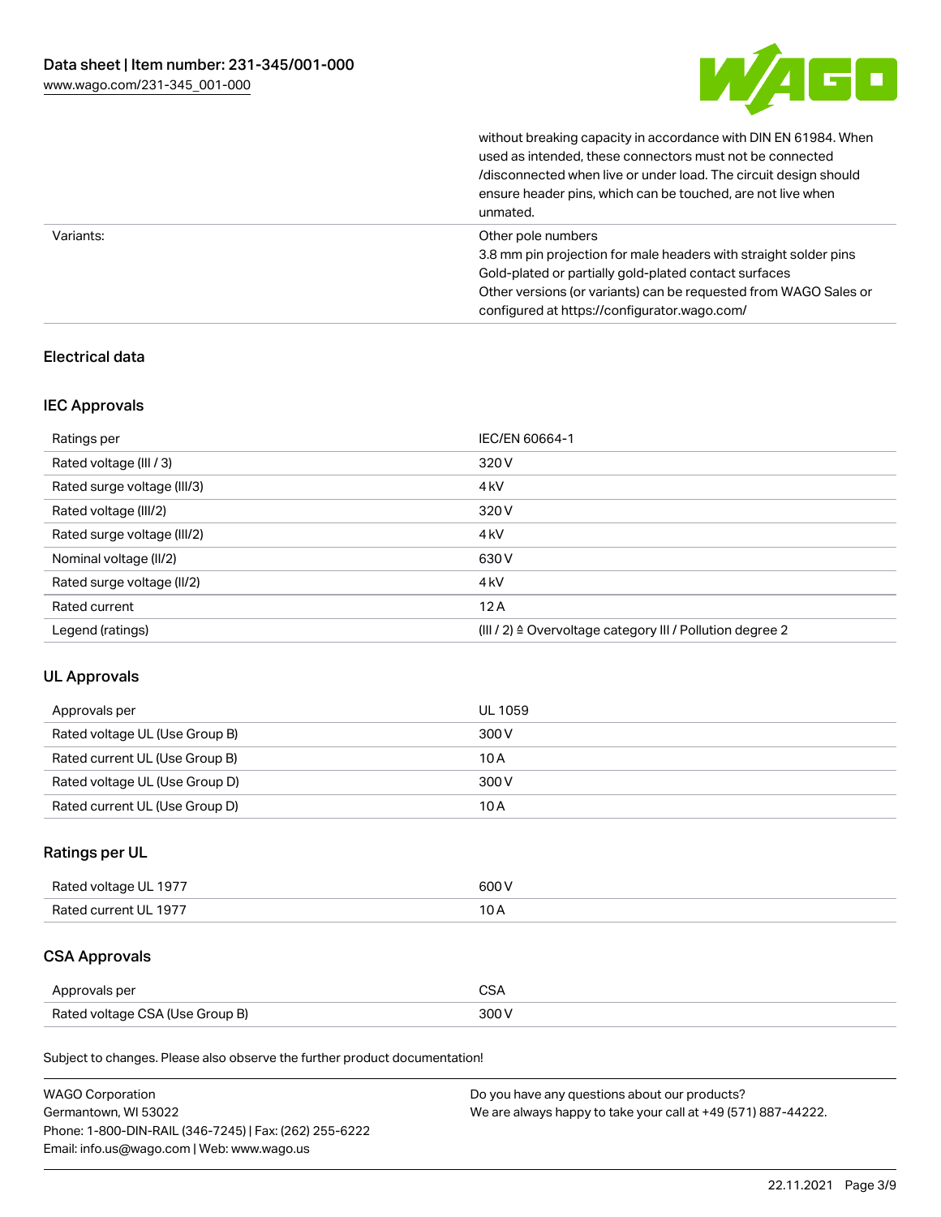| | |
|---|---|
| | without breaking capacity in accordance with DIN EN 61984. When used as intended, these connectors must not be connected /disconnected when live or under load. The circuit design should ensure header pins, which can be touched, are not live when unmated. |
| Variants: | Other pole numbers<br>3.8 mm pin projection for male headers with straight solder pins<br>Gold-plated or partially gold-plated contact surfaces<br>Other versions (or variants) can be requested from WAGO Sales or configured at https://configurator.wago.com/ |

## Electrical data

### IEC Approvals

| | |
|---|---|
| Ratings per | IEC/EN 60664-1 |
| Rated voltage (III / 3) | 320 V |
| Rated surge voltage (III/3) | 4 kV |
| Rated voltage (III/2) | 320 V |
| Rated surge voltage (III/2) | 4 kV |
| Nominal voltage (II/2) | 630 V |
| Rated surge voltage (II/2) | 4 kV |
| Rated current | 12 A |
| Legend (ratings) | (III / 2) ≙ Overvoltage category III / Pollution degree 2 |

### UL Approvals

| | |
|---|---|
| Approvals per | UL 1059 |
| Rated voltage UL (Use Group B) | 300 V |
| Rated current UL (Use Group B) | 10 A |
| Rated voltage UL (Use Group D) | 300 V |
| Rated current UL (Use Group D) | 10 A |

### Ratings per UL

| | |
|---|---|
| Rated voltage UL 1977 | 600 V |
| Rated current UL 1977 | 10 A |

### CSA Approvals

| | |
|---|---|
| Approvals per | CSA |
| Rated voltage CSA (Use Group B) | 300 V |

Subject to changes. Please also observe the further product documentation!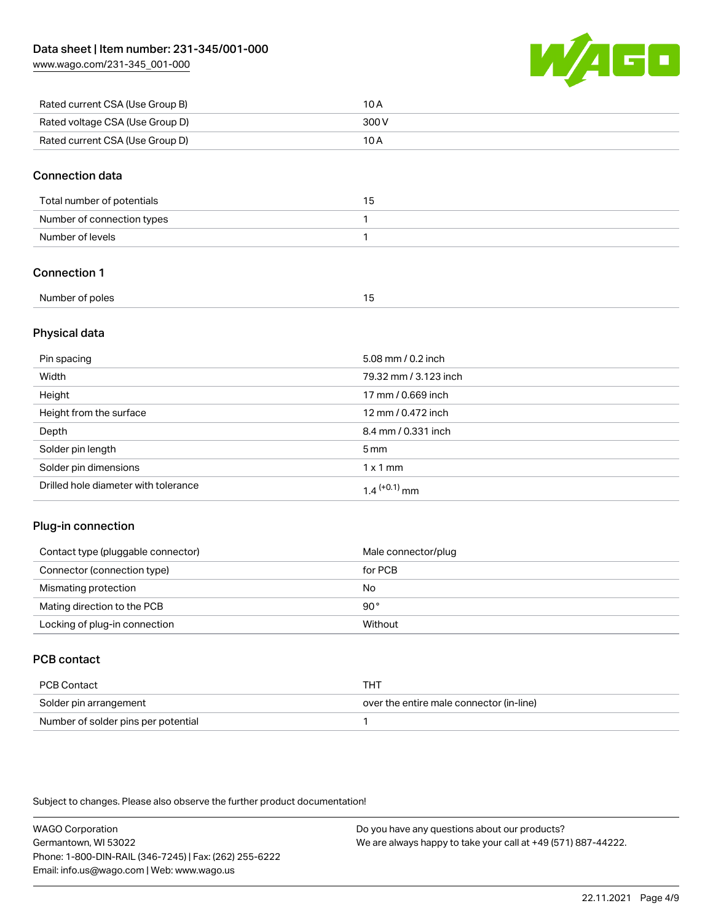| | |
|---|---|
| Rated current CSA (Use Group B) | 10 A |
| Rated voltage CSA (Use Group D) | 300 V |
| Rated current CSA (Use Group D) | 10 A |

## Connection data

| | |
|---|---|
| Total number of potentials | 15 |
| Number of connection types | 1 |
| Number of levels | 1 |

## Connection 1

| | |
|---|---|
| Number of poles | 15 |

## Physical data

| | |
|---|---|
| Pin spacing | 5.08 mm / 0.2 inch |
| Width | 79.32 mm / 3.123 inch |
| Height | 17 mm / 0.669 inch |
| Height from the surface | 12 mm / 0.472 inch |
| Depth | 8.4 mm / 0.331 inch |
| Solder pin length | 5 mm |
| Solder pin dimensions | 1 x 1 mm |
| Drilled hole diameter with tolerance | $1.4^{(+0.1)}$ mm |

## Plug-in connection

| | |
|---|---|
| Contact type (pluggable connector) | Male connector/plug |
| Connector (connection type) | for PCB |
| Mismating protection | No |
| Mating direction to the PCB | 90 ° |
| Locking of plug-in connection | Without |

## PCB contact

| | |
|---|---|
| PCB Contact | THT |
| Solder pin arrangement | over the entire male connector (in-line) |
| Number of solder pins per potential | 1 |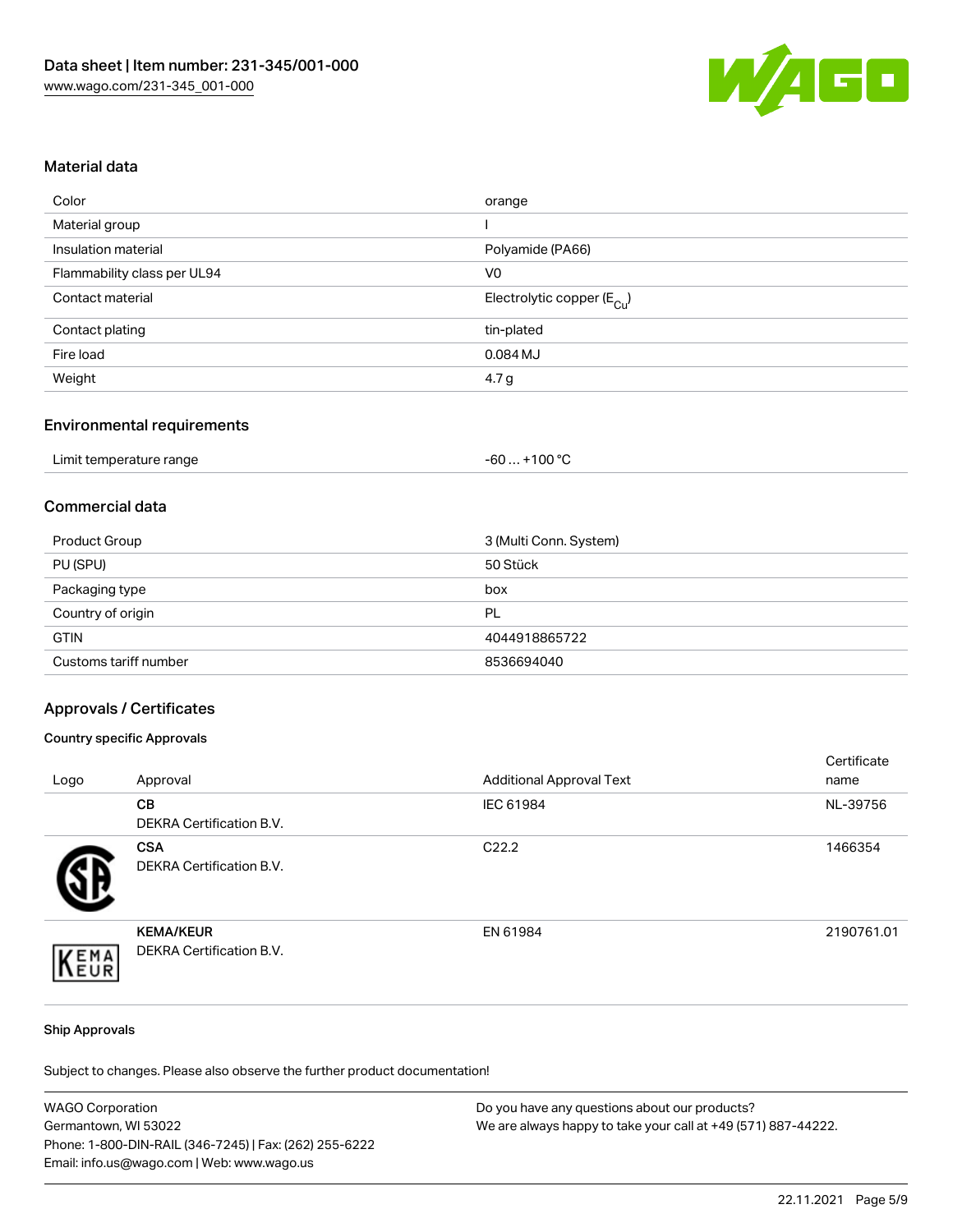## Material data

| | |
|---|---|
| Color | orange |
| Material group | I |
| Insulation material | Polyamide (PA66) |
| Flammability class per UL94 | V0 |
| Contact material | Electrolytic copper ($E_{Cu}$) |
| Contact plating | tin-plated |
| Fire load | 0.084 MJ |
| Weight | 4.7 g |

## Environmental requirements

| | |
|---|---|
| Limit temperature range | -60 … +100 °C |

## Commercial data

| | |
|---|---|
| Product Group | 3 (Multi Conn. System) |
| PU (SPU) | 50 Stück |
| Packaging type | box |
| Country of origin | PL |
| GTIN | 4044918865722 |
| Customs tariff number | 8536694040 |

## Approvals / Certificates

### Country specific Approvals

| Logo | Approval | Additional Approval Text | Certificate name |
|---|---|---|---|
| | **CB**<br>DEKRA Certification B.V. | IEC 61984 | NL-39756 |
| | **CSA**<br>DEKRA Certification B.V. | C22.2 | 1466354 |
| | **KEMA/KEUR**<br>DEKRA Certification B.V. | EN 61984 | 2190761.01 |

### Ship Approvals

Subject to changes. Please also observe the further product documentation!

WAGO Corporation
Germantown, WI 53022
Phone: 1-800-DIN-RAIL (346-7245) | Fax: (262) 255-6222
Email: info.us@wago.com | Web: www.wago.us

Do you have any questions about our products?
We are always happy to take your call at +49 (571) 887-44222.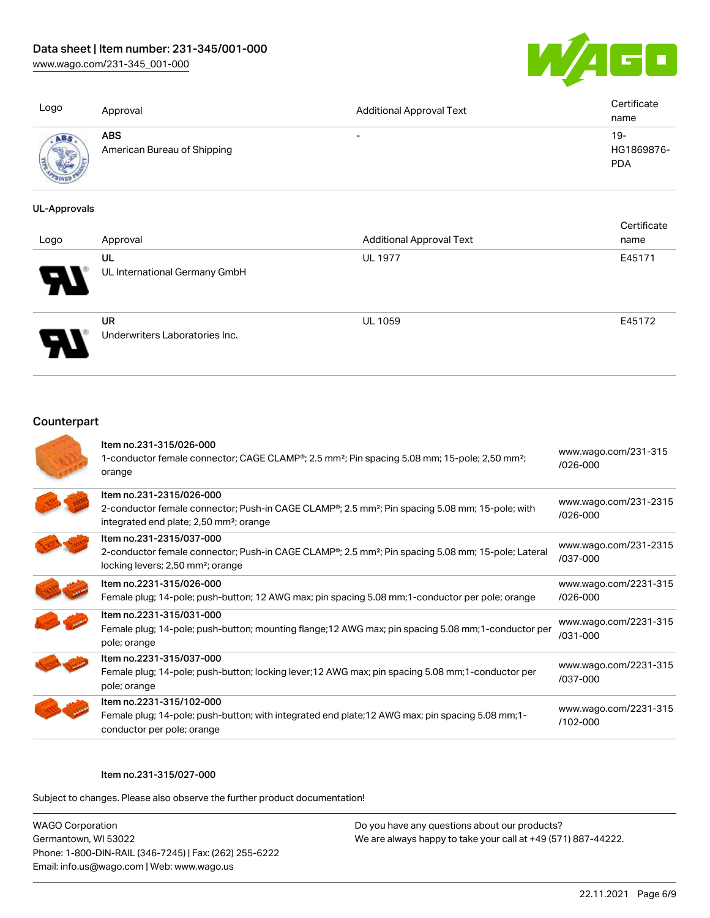| Logo | Approval | Additional Approval Text | Certificate name |
|---|---|---|---|
| | **ABS** American Bureau of Shipping | - | 19-HG1869876-PDA |

### UL-Approvals

| Logo | Approval | Additional Approval Text | Certificate name |
|---|---|---|---|
| | **UL** UL International Germany GmbH | UL 1977 | E45171 |
| | **UR** Underwriters Laboratories Inc. | UL 1059 | E45172 |

## Counterpart

| | | |
|---|---|---|
| | **Item no.231-315/026-000** 1-conductor female connector; CAGE CLAMP®; 2.5 mm²; Pin spacing 5.08 mm; 15-pole; 2,50 mm²; orange | www.wago.com/231-315/026-000 |
| | **Item no.231-2315/026-000** 2-conductor female connector; Push-in CAGE CLAMP®; 2.5 mm²; Pin spacing 5.08 mm; 15-pole; with integrated end plate; 2,50 mm²; orange | www.wago.com/231-2315/026-000 |
| | **Item no.231-2315/037-000** 2-conductor female connector; Push-in CAGE CLAMP®; 2.5 mm²; Pin spacing 5.08 mm; 15-pole; Lateral locking levers; 2,50 mm²; orange | www.wago.com/231-2315/037-000 |
| | **Item no.2231-315/026-000** Female plug; 14-pole; push-button; 12 AWG max; pin spacing 5.08 mm;1-conductor per pole; orange | www.wago.com/2231-315/026-000 |
| | **Item no.2231-315/031-000** Female plug; 14-pole; push-button; mounting flange;12 AWG max; pin spacing 5.08 mm;1-conductor per pole; orange | www.wago.com/2231-315/031-000 |
| | **Item no.2231-315/037-000** Female plug; 14-pole; push-button; locking lever;12 AWG max; pin spacing 5.08 mm;1-conductor per pole; orange | www.wago.com/2231-315/037-000 |
| | **Item no.2231-315/102-000** Female plug; 14-pole; push-button; with integrated end plate;12 AWG max; pin spacing 5.08 mm;1-conductor per pole; orange | www.wago.com/2231-315/102-000 |

**Item no.231-315/027-000**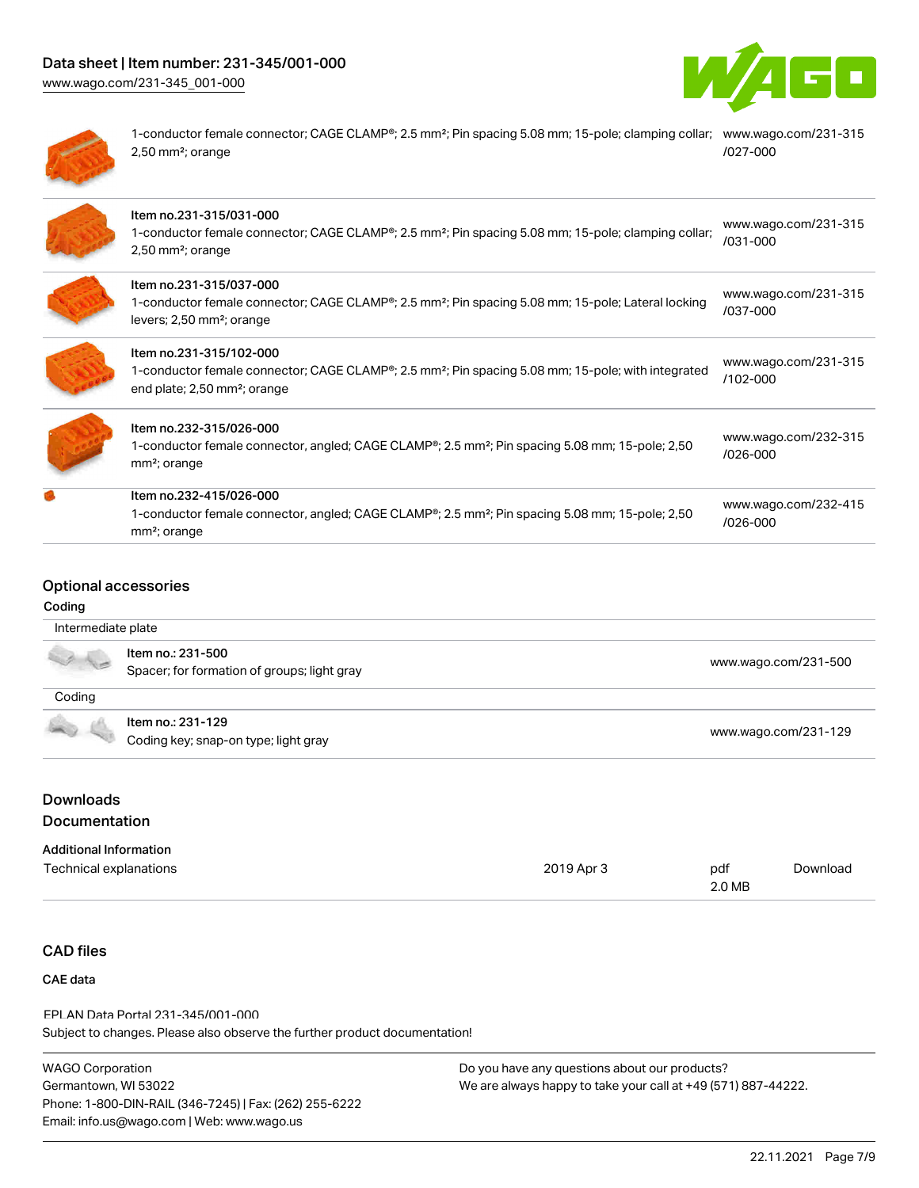| | |
|---|---|
| 1-conductor female connector; CAGE CLAMP®; 2.5 mm²; Pin spacing 5.08 mm; 15-pole; clamping collar; 2,50 mm²; orange | www.wago.com/231-315/027-000 |
| Item no.231-315/031-000<br>1-conductor female connector; CAGE CLAMP®; 2.5 mm²; Pin spacing 5.08 mm; 15-pole; clamping collar; 2,50 mm²; orange | www.wago.com/231-315/031-000 |
| Item no.231-315/037-000<br>1-conductor female connector; CAGE CLAMP®; 2.5 mm²; Pin spacing 5.08 mm; 15-pole; Lateral locking levers; 2,50 mm²; orange | www.wago.com/231-315/037-000 |
| Item no.231-315/102-000<br>1-conductor female connector; CAGE CLAMP®; 2.5 mm²; Pin spacing 5.08 mm; 15-pole; with integrated end plate; 2,50 mm²; orange | www.wago.com/231-315/102-000 |
| Item no.232-315/026-000<br>1-conductor female connector, angled; CAGE CLAMP®; 2.5 mm²; Pin spacing 5.08 mm; 15-pole; 2,50 mm²; orange | www.wago.com/232-315/026-000 |
| Item no.232-415/026-000<br>1-conductor female connector, angled; CAGE CLAMP®; 2.5 mm²; Pin spacing 5.08 mm; 15-pole; 2,50 mm²; orange | www.wago.com/232-415/026-000 |

## Optional accessories

### Coding

Intermediate plate

| | |
|---|---|
| Item no.: 231-500<br>Spacer; for formation of groups; light gray | www.wago.com/231-500 |

Coding

| | |
|---|---|
| Item no.: 231-129<br>Coding key; snap-on type; light gray | www.wago.com/231-129 |

## Downloads

## Documentation

### Additional Information

| | | | |
|---|---|---|---|
| Technical explanations | 2019 Apr 3 | pdf<br>2.0 MB | Download |

## CAD files

### CAE data

EPLAN Data Portal 231-345/001-000

Subject to changes. Please also observe the further product documentation!

WAGO Corporation
Germantown, WI 53022
Phone: 1-800-DIN-RAIL (346-7245) | Fax: (262) 255-6222
Email: info.us@wago.com | Web: www.wago.us

Do you have any questions about our products?
We are always happy to take your call at +49 (571) 887-44222.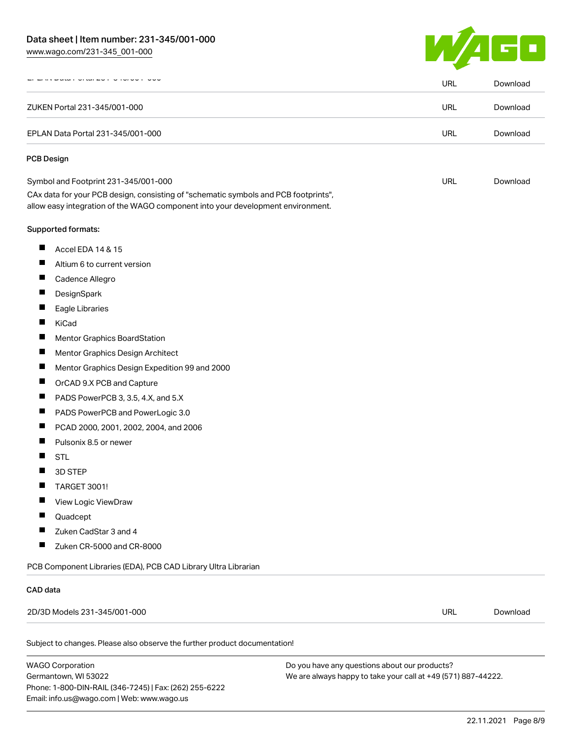| | | |
|---|---|---|
| EPLAN Data Portal 231-345/001-000 | URL | Download |
| ZUKEN Portal 231-345/001-000 | URL | Download |
| EPLAN Data Portal 231-345/001-000 | URL | Download |

### PCB Design

| | | |
|---|---|---|
| Symbol and Footprint 231-345/001-000<br>CAx data for your PCB design, consisting of "schematic symbols and PCB footprints", allow easy integration of the WAGO component into your development environment. | URL | Download |

Supported formats:

- Accel EDA 14 & 15
- Altium 6 to current version
- Cadence Allegro
- DesignSpark
- Eagle Libraries
- KiCad
- Mentor Graphics BoardStation
- Mentor Graphics Design Architect
- Mentor Graphics Design Expedition 99 and 2000
- OrCAD 9.X PCB and Capture
- PADS PowerPCB 3, 3.5, 4.X, and 5.X
- PADS PowerPCB and PowerLogic 3.0
- PCAD 2000, 2001, 2002, 2004, and 2006
- Pulsonix 8.5 or newer
- STL
- 3D STEP
- TARGET 3001!
- View Logic ViewDraw
- Quadcept
- Zuken CadStar 3 and 4
- Zuken CR-5000 and CR-8000

PCB Component Libraries (EDA), PCB CAD Library Ultra Librarian

### CAD data

| | | |
|---|---|---|
| 2D/3D Models 231-345/001-000 | URL | Download |

Subject to changes. Please also observe the further product documentation!

WAGO Corporation
Germantown, WI 53022
Phone: 1-800-DIN-RAIL (346-7245) | Fax: (262) 255-6222
Email: info.us@wago.com | Web: www.wago.us

Do you have any questions about our products?
We are always happy to take your call at +49 (571) 887-44222.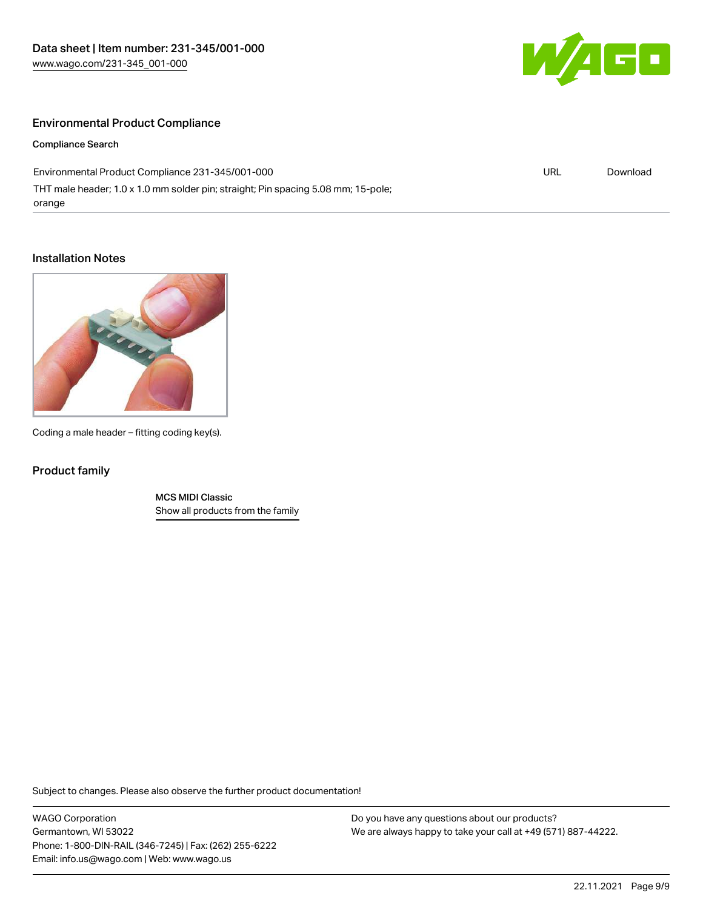## Environmental Product Compliance

### Compliance Search

| | | |
|---|---|---|
| Environmental Product Compliance 231-345/001-000<br>THT male header; 1.0 x 1.0 mm solder pin; straight; Pin spacing 5.08 mm; 15-pole; orange | URL | Download |

## Installation Notes

Coding a male header – fitting coding key(s).

## Product family

**MCS MIDI Classic**
Show all products from the family

Subject to changes. Please also observe the further product documentation!

WAGO Corporation
Germantown, WI 53022
Phone: 1-800-DIN-RAIL (346-7245) | Fax: (262) 255-6222
Email: info.us@wago.com | Web: www.wago.us

Do you have any questions about our products?
We are always happy to take your call at +49 (571) 887-44222.